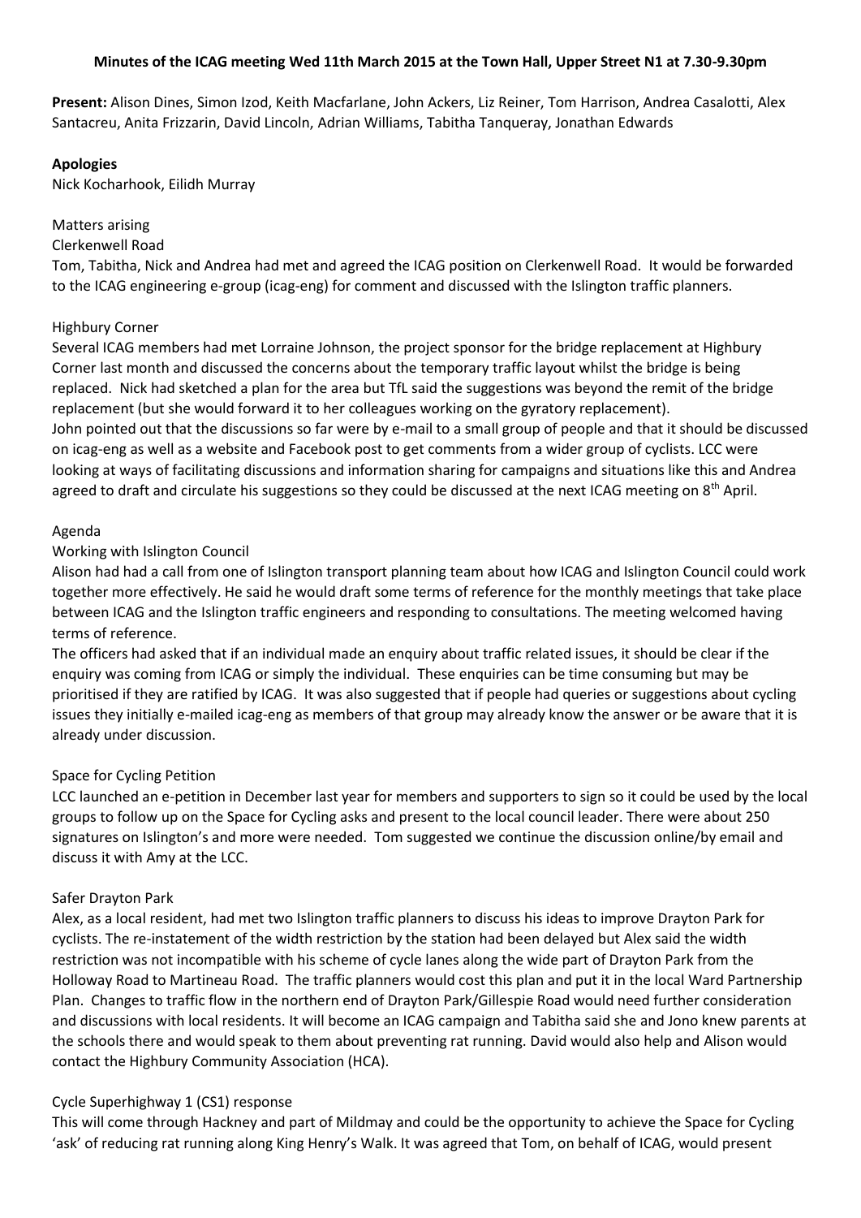**Minutes of the ICAG meeting Wed 11th March 2015 at the Town Hall, Upper Street N1 at 7.30-9.30pm**

**Present:** Alison Dines, Simon Izod, Keith Macfarlane, John Ackers, Liz Reiner, Tom Harrison, Andrea Casalotti, Alex Santacreu, Anita Frizzarin, David Lincoln, Adrian Williams, Tabitha Tanqueray, Jonathan Edwards

**Apologies**

Nick Kocharhook, Eilidh Murray

Matters arising

Clerkenwell Road

Tom, Tabitha, Nick and Andrea had met and agreed the ICAG position on Clerkenwell Road. It would be forwarded to the ICAG engineering e-group (icag-eng) for comment and discussed with the Islington traffic planners.

Highbury Corner

Several ICAG members had met Lorraine Johnson, the project sponsor for the bridge replacement at Highbury Corner last month and discussed the concerns about the temporary traffic layout whilst the bridge is being replaced. Nick had sketched a plan for the area but TfL said the suggestions was beyond the remit of the bridge replacement (but she would forward it to her colleagues working on the gyratory replacement).

John pointed out that the discussions so far were by e-mail to a small group of people and that it should be discussed on icag-eng as well as a website and Facebook post to get comments from a wider group of cyclists. LCC were looking at ways of facilitating discussions and information sharing for campaigns and situations like this and Andrea agreed to draft and circulate his suggestions so they could be discussed at the next ICAG meeting on 8th April.

Agenda

Working with Islington Council

Alison had had a call from one of Islington transport planning team about how ICAG and Islington Council could work together more effectively. He said he would draft some terms of reference for the monthly meetings that take place between ICAG and the Islington traffic engineers and responding to consultations. The meeting welcomed having terms of reference.

The officers had asked that if an individual made an enquiry about traffic related issues, it should be clear if the enquiry was coming from ICAG or simply the individual. These enquiries can be time consuming but may be prioritised if they are ratified by ICAG. It was also suggested that if people had queries or suggestions about cycling issues they initially e-mailed icag-eng as members of that group may already know the answer or be aware that it is already under discussion.

Space for Cycling Petition

LCC launched an e-petition in December last year for members and supporters to sign so it could be used by the local groups to follow up on the Space for Cycling asks and present to the local council leader. There were about 250 signatures on Islington's and more were needed. Tom suggested we continue the discussion online/by email and discuss it with Amy at the LCC.

Safer Drayton Park

Alex, as a local resident, had met two Islington traffic planners to discuss his ideas to improve Drayton Park for cyclists. The re-instatement of the width restriction by the station had been delayed but Alex said the width restriction was not incompatible with his scheme of cycle lanes along the wide part of Drayton Park from the Holloway Road to Martineau Road. The traffic planners would cost this plan and put it in the local Ward Partnership Plan. Changes to traffic flow in the northern end of Drayton Park/Gillespie Road would need further consideration and discussions with local residents. It will become an ICAG campaign and Tabitha said she and Jono knew parents at the schools there and would speak to them about preventing rat running. David would also help and Alison would contact the Highbury Community Association (HCA).

Cycle Superhighway 1 (CS1) response

This will come through Hackney and part of Mildmay and could be the opportunity to achieve the Space for Cycling 'ask' of reducing rat running along King Henry's Walk. It was agreed that Tom, on behalf of ICAG, would present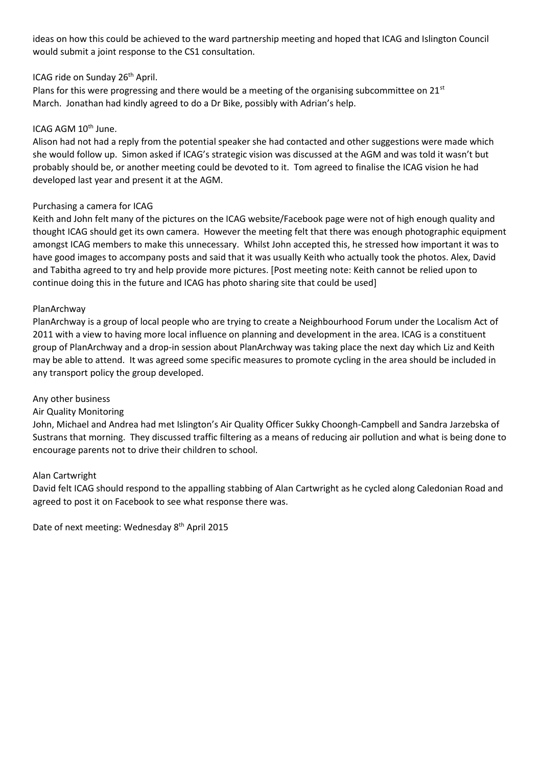ideas on how this could be achieved to the ward partnership meeting and hoped that ICAG and Islington Council would submit a joint response to the CS1 consultation.

ICAG ride on Sunday 26th April.

Plans for this were progressing and there would be a meeting of the organising subcommittee on 21st March. Jonathan had kindly agreed to do a Dr Bike, possibly with Adrian's help.

ICAG AGM 10th June.

Alison had not had a reply from the potential speaker she had contacted and other suggestions were made which she would follow up. Simon asked if ICAG's strategic vision was discussed at the AGM and was told it wasn't but probably should be, or another meeting could be devoted to it. Tom agreed to finalise the ICAG vision he had developed last year and present it at the AGM.

Purchasing a camera for ICAG

Keith and John felt many of the pictures on the ICAG website/Facebook page were not of high enough quality and thought ICAG should get its own camera. However the meeting felt that there was enough photographic equipment amongst ICAG members to make this unnecessary. Whilst John accepted this, he stressed how important it was to have good images to accompany posts and said that it was usually Keith who actually took the photos. Alex, David and Tabitha agreed to try and help provide more pictures. [Post meeting note: Keith cannot be relied upon to continue doing this in the future and ICAG has photo sharing site that could be used]

PlanArchway

PlanArchway is a group of local people who are trying to create a Neighbourhood Forum under the Localism Act of 2011 with a view to having more local influence on planning and development in the area. ICAG is a constituent group of PlanArchway and a drop-in session about PlanArchway was taking place the next day which Liz and Keith may be able to attend. It was agreed some specific measures to promote cycling in the area should be included in any transport policy the group developed.

Any other business

Air Quality Monitoring

John, Michael and Andrea had met Islington's Air Quality Officer Sukky Choongh-Campbell and Sandra Jarzebska of Sustrans that morning. They discussed traffic filtering as a means of reducing air pollution and what is being done to encourage parents not to drive their children to school.

Alan Cartwright

David felt ICAG should respond to the appalling stabbing of Alan Cartwright as he cycled along Caledonian Road and agreed to post it on Facebook to see what response there was.

Date of next meeting: Wednesday 8th April 2015